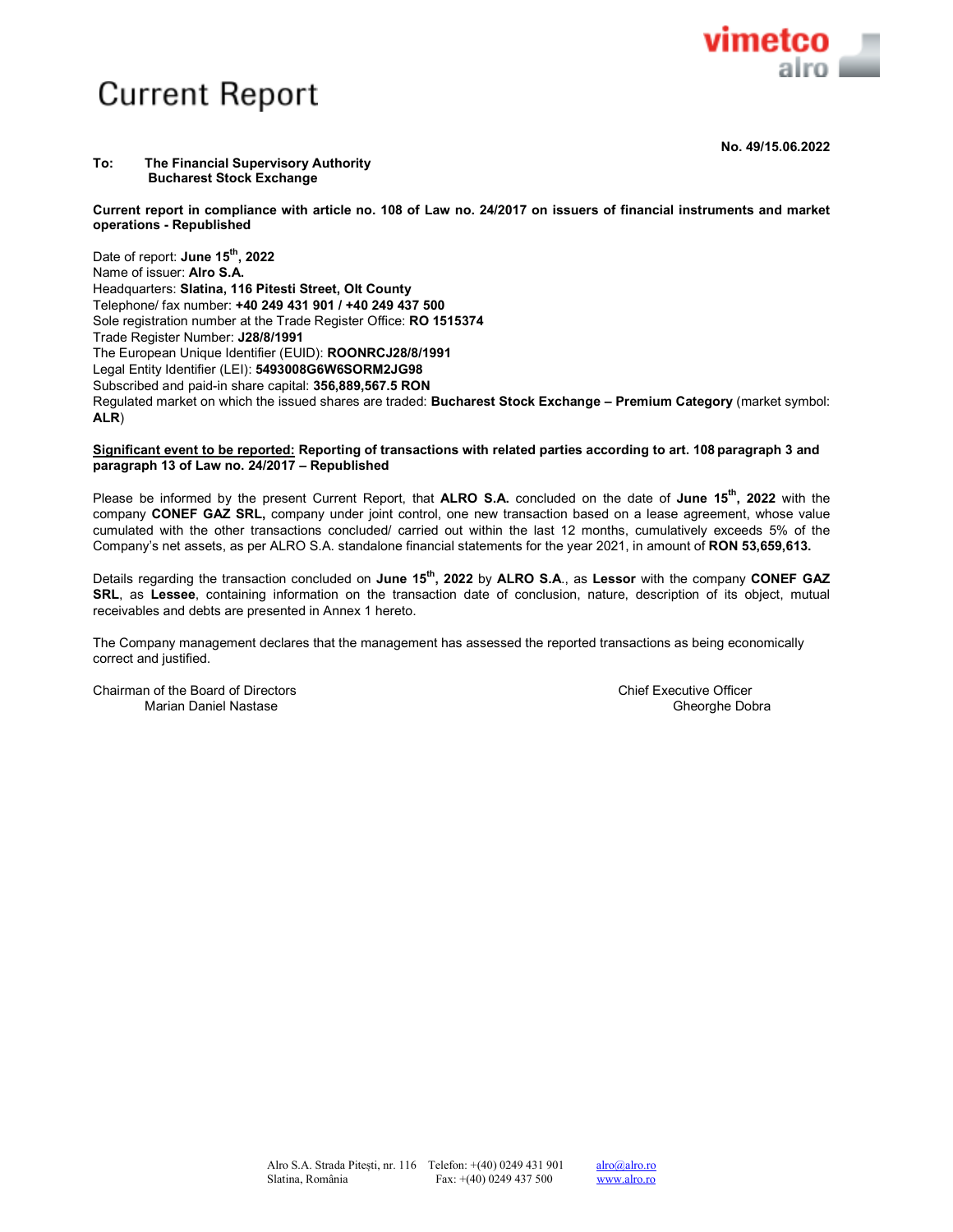# Current Report

**No. 49/15.06.2022**

**To: The Financial Supervisory Authority**
**Bucharest Stock Exchange**

**Current report in compliance with article no. 108 of Law no. 24/2017 on issuers of financial instruments and market operations - Republished**

Date of report: **June 15th, 2022**
Name of issuer: **Alro S.A.**
Headquarters: **Slatina, 116 Pitesti Street, Olt County**
Telephone/ fax number: **+40 249 431 901 / +40 249 437 500**
Sole registration number at the Trade Register Office: **RO 1515374**
Trade Register Number: **J28/8/1991**
The European Unique Identifier (EUID): **ROONRCJ28/8/1991**
Legal Entity Identifier (LEI): **5493008G6W6SORM2JG98**
Subscribed and paid-in share capital: **356,889,567.5 RON**
Regulated market on which the issued shares are traded: **Bucharest Stock Exchange – Premium Category** (market symbol: **ALR**)

<u>Significant event to be reported:</u> **Reporting of transactions with related parties according to art. 108 paragraph 3 and paragraph 13 of Law no. 24/2017 – Republished**

Please be informed by the present Current Report, that **ALRO S.A.** concluded on the date of **June 15th, 2022** with the company **CONEF GAZ SRL,** company under joint control, one new transaction based on a lease agreement, whose value cumulated with the other transactions concluded/ carried out within the last 12 months, cumulatively exceeds 5% of the Company's net assets, as per ALRO S.A. standalone financial statements for the year 2021, in amount of **RON 53,659,613.**

Details regarding the transaction concluded on **June 15th, 2022** by **ALRO S.A.**, as **Lessor** with the company **CONEF GAZ SRL**, as **Lessee**, containing information on the transaction date of conclusion, nature, description of its object, mutual receivables and debts are presented in Annex 1 hereto.

The Company management declares that the management has assessed the reported transactions as being economically correct and justified.

Chairman of the Board of Directors
Marian Daniel Nastase

Chief Executive Officer
Gheorghe Dobra

Alro S.A. Strada Pitești, nr. 116 Slatina, România
Telefon: +(40) 0249 431 901
Fax: +(40) 0249 437 500
alro@alro.ro
www.alro.ro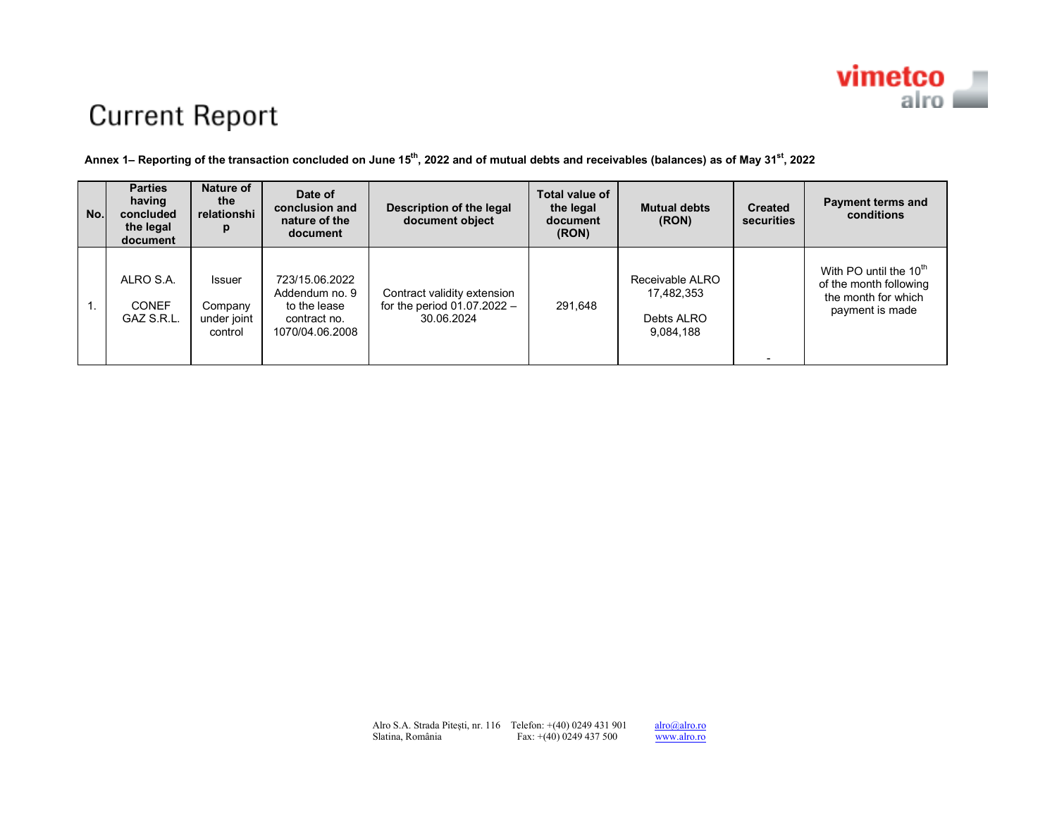# Current Report

**Annex 1– Reporting of the transaction concluded on June 15th, 2022 and of mutual debts and receivables (balances) as of May 31st, 2022**

| No. | Parties having concluded the legal document | Nature of the relationship | Date of conclusion and nature of the document | Description of the legal document object | Total value of the legal document (RON) | Mutual debts (RON) | Created securities | Payment terms and conditions |
|---|---|---|---|---|---|---|---|---|
| 1. | ALRO S.A.<br><br>CONEF GAZ S.R.L. | Issuer<br><br>Company under joint control | 723/15.06.2022 Addendum no. 9 to the lease contract no. 1070/04.06.2008 | Contract validity extension for the period 01.07.2022 – 30.06.2024 | 291,648 | Receivable ALRO 17,482,353<br><br>Debts ALRO 9,084,188 | - | With PO until the 10th of the month following the month for which payment is made |

Alro S.A. Strada Pitești, nr. 116 Slatina, România Telefon: +(40) 0249 431 901 Fax: +(40) 0249 437 500 alro@alro.ro www.alro.ro